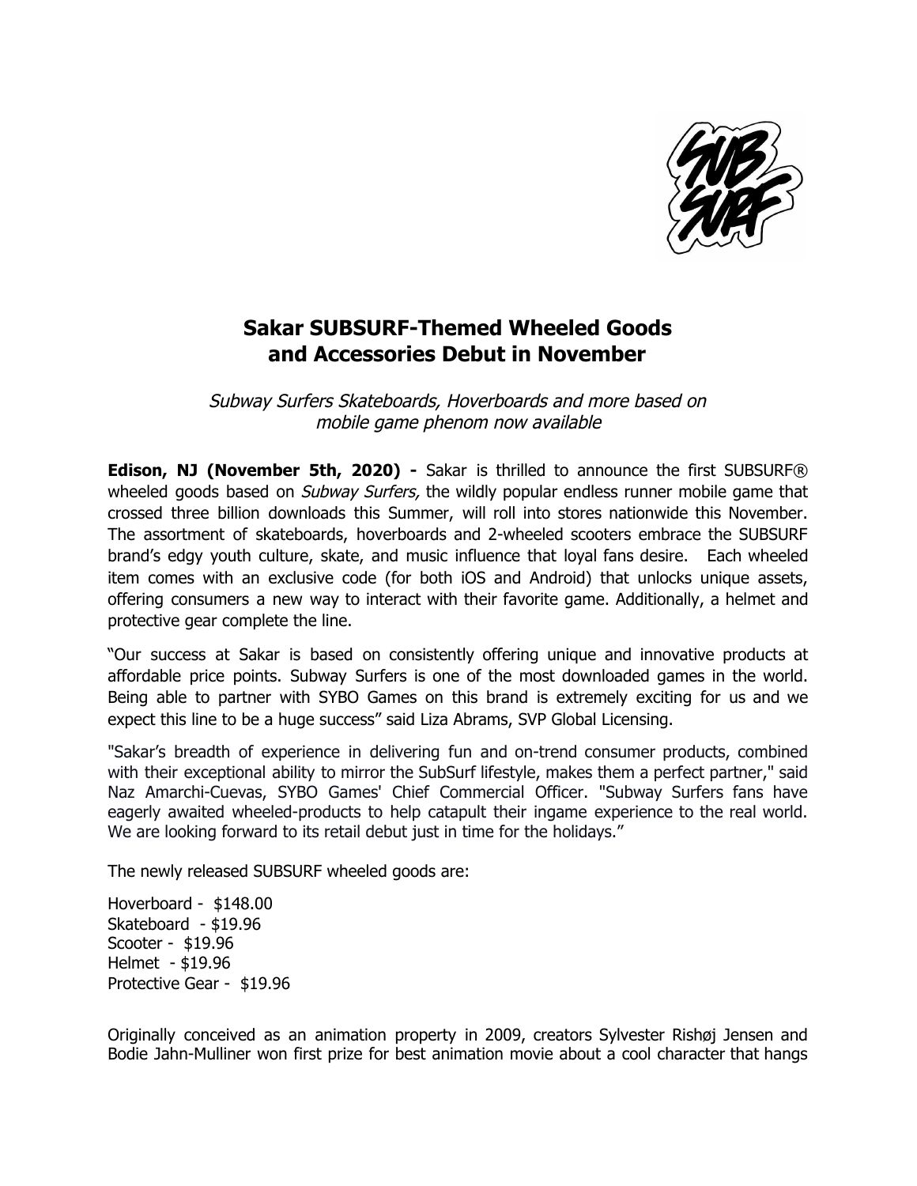# Sakar SUBSURF-Themed Wheeled Goods and Accessories Debut in November

*Subway Surfers Skateboards, Hoverboards and more based on mobile game phenom now available*

**Edison, NJ (November 5th, 2020) -** Sakar is thrilled to announce the first SUBSURF® wheeled goods based on *Subway Surfers,* the wildly popular endless runner mobile game that crossed three billion downloads this Summer, will roll into stores nationwide this November. The assortment of skateboards, hoverboards and 2-wheeled scooters embrace the SUBSURF brand's edgy youth culture, skate, and music influence that loyal fans desire. Each wheeled item comes with an exclusive code (for both iOS and Android) that unlocks unique assets, offering consumers a new way to interact with their favorite game. Additionally, a helmet and protective gear complete the line.

"Our success at Sakar is based on consistently offering unique and innovative products at affordable price points. Subway Surfers is one of the most downloaded games in the world. Being able to partner with SYBO Games on this brand is extremely exciting for us and we expect this line to be a huge success" said Liza Abrams, SVP Global Licensing.

"Sakar's breadth of experience in delivering fun and on-trend consumer products, combined with their exceptional ability to mirror the SubSurf lifestyle, makes them a perfect partner," said Naz Amarchi-Cuevas, SYBO Games' Chief Commercial Officer. "Subway Surfers fans have eagerly awaited wheeled-products to help catapult their ingame experience to the real world. We are looking forward to its retail debut just in time for the holidays."

The newly released SUBSURF wheeled goods are:

Hoverboard - $148.00
Skateboard - $19.96
Scooter - $19.96
Helmet - $19.96
Protective Gear - $19.96

Originally conceived as an animation property in 2009, creators Sylvester Rishøj Jensen and Bodie Jahn-Mulliner won first prize for best animation movie about a cool character that hangs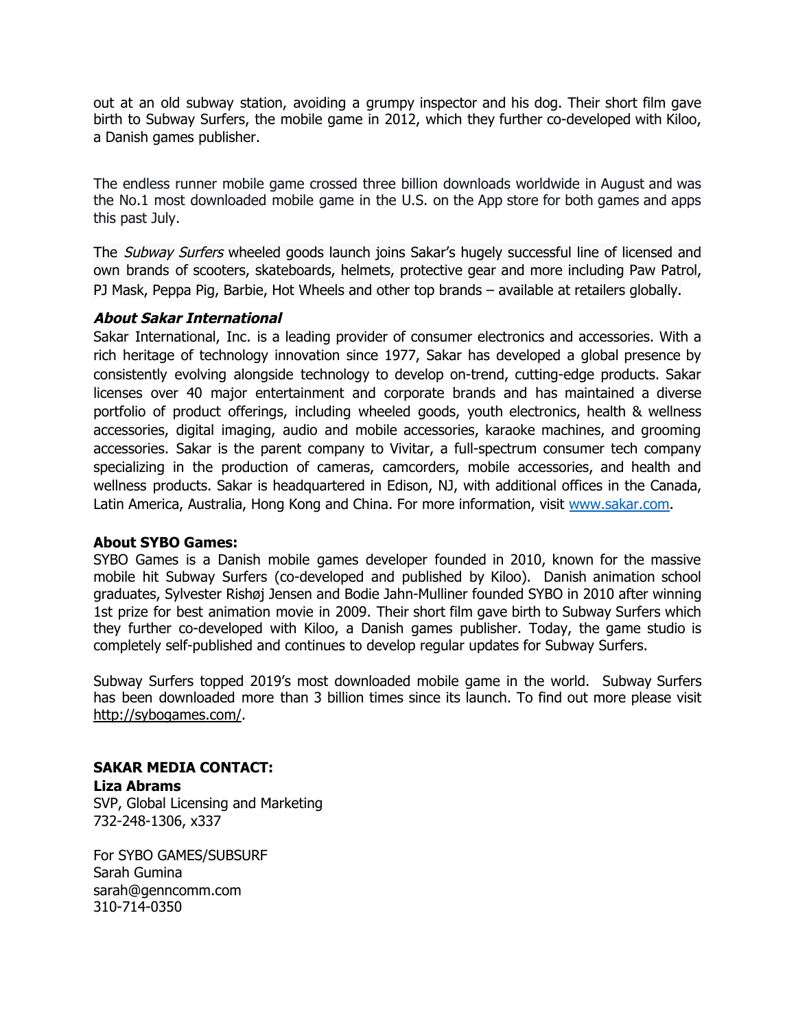out at an old subway station, avoiding a grumpy inspector and his dog. Their short film gave birth to Subway Surfers, the mobile game in 2012, which they further co-developed with Kiloo, a Danish games publisher.

The endless runner mobile game crossed three billion downloads worldwide in August and was the No.1 most downloaded mobile game in the U.S. on the App store for both games and apps this past July.

The *Subway Surfers* wheeled goods launch joins Sakar's hugely successful line of licensed and own brands of scooters, skateboards, helmets, protective gear and more including Paw Patrol, PJ Mask, Peppa Pig, Barbie, Hot Wheels and other top brands – available at retailers globally.

***About Sakar International***

Sakar International, Inc. is a leading provider of consumer electronics and accessories. With a rich heritage of technology innovation since 1977, Sakar has developed a global presence by consistently evolving alongside technology to develop on-trend, cutting-edge products. Sakar licenses over 40 major entertainment and corporate brands and has maintained a diverse portfolio of product offerings, including wheeled goods, youth electronics, health & wellness accessories, digital imaging, audio and mobile accessories, karaoke machines, and grooming accessories. Sakar is the parent company to Vivitar, a full-spectrum consumer tech company specializing in the production of cameras, camcorders, mobile accessories, and health and wellness products. Sakar is headquartered in Edison, NJ, with additional offices in the Canada, Latin America, Australia, Hong Kong and China. For more information, visit [www.sakar.com](http://www.sakar.com).

**About SYBO Games:**

SYBO Games is a Danish mobile games developer founded in 2010, known for the massive mobile hit Subway Surfers (co-developed and published by Kiloo). Danish animation school graduates, Sylvester Rishøj Jensen and Bodie Jahn-Mulliner founded SYBO in 2010 after winning 1st prize for best animation movie in 2009. Their short film gave birth to Subway Surfers which they further co-developed with Kiloo, a Danish games publisher. Today, the game studio is completely self-published and continues to develop regular updates for Subway Surfers.

Subway Surfers topped 2019's most downloaded mobile game in the world. Subway Surfers has been downloaded more than 3 billion times since its launch. To find out more please visit http://sybogames.com/.

**SAKAR MEDIA CONTACT:**

**Liza Abrams**
SVP, Global Licensing and Marketing
732-248-1306, x337

For SYBO GAMES/SUBSURF
Sarah Gumina
sarah@genncomm.com
310-714-0350